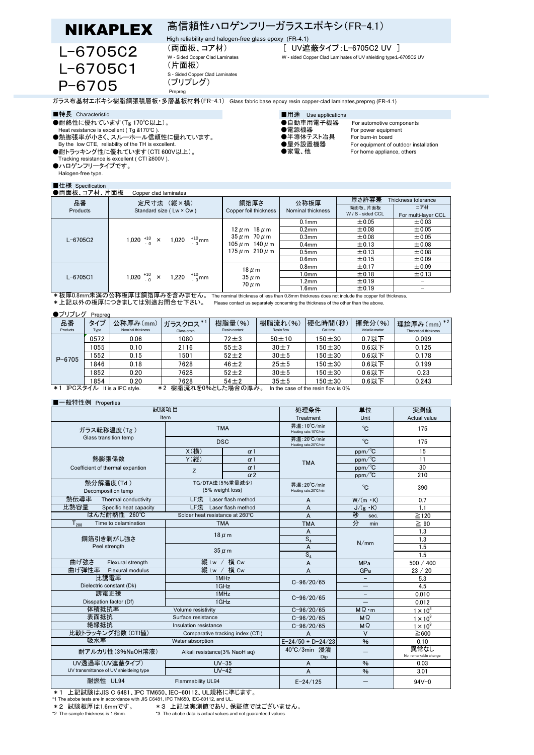# NIKAPLEX

## 高信頼性ハロゲンフリーガラスエポキシ（FR-4.1）

High reliability and halogen-free glass epoxy (FR-4.1)

**L-6705C2** （両面板、コア材） W - Sided Copper Clad Laminates

［ UV遮蔽タイプ：L-6705C2 UV ］ W - sided Copper Clad Laminates of UV shielding type:L-6705C2 UV

**L-6705C1** （片面板） S - Sided Copper Clad Laminates

**P-6705** （プリプレグ） Prepreg

ガラス布基材エポキシ樹脂銅張積層板・多層基板材料（FR-4.1） Glass fabric base epoxy resin copper-clad laminates,prepreg (FR-4.1)

### ■特長 Characteristic

- ●耐熱性に優れています（Tg 170℃以上）。
  Heat resistance is excellent ( Tg ≧170℃ ).
- ●熱膨張率が小さく、スルーホール信頼性に優れています。
  By the low CTE, reliability of the TH is excellent.
- ●耐トラッキング性に優れています（CTI 600V以上）。
  Tracking resistance is excellent ( CTI ≧600V ).
- ●ハロゲンフリータイプです。
  Halogen-free type.

### ■用途 Use applications

- ●自動車用電子機器 For automotive components
- ●電源機器 For power equipment
- ●半導体テスト治具 For burn-in board
- ●屋外設置機器 For equipment of outdoor installation
- ●家電、他 For home appliance, others

### ■仕様 Specification

●両面板、コア材、片面板 Copper clad laminates

| 品番 Products | 定尺寸法（縦×横） Standard size ( Lw × Cw ) | 銅箔厚さ Copper foil thickness | 公称板厚 Nominal thickness | 厚さ許容差 Thickness tolerance 両面板、片面板 W / S - sided CCL | コア材 For multi-layer CCL |
|---|---|---|---|---|---|
| L-6705C2 | $1{,}020\ ^{+10}_{-0}$ × $1{,}020\ ^{+10}_{-0}$mm | 12μm 18μm 35μm 70μm 105μm 140μm 175μm 210μm | 0.1mm | ±0.05 | ±0.03 |
| | | | 0.2mm | ±0.08 | ±0.05 |
| | | | 0.3mm | ±0.08 | ±0.05 |
| | | | 0.4mm | ±0.13 | ±0.08 |
| | | | 0.5mm | ±0.13 | ±0.08 |
| | | | 0.6mm | ±0.15 | ±0.09 |
| L-6705C1 | $1{,}020\ ^{+10}_{-0}$ × $1{,}220\ ^{+10}_{-0}$mm | 18μm 35μm 70μm | 0.8mm | ±0.17 | ±0.09 |
| | | | 1.0mm | ±0.18 | ±0.13 |
| | | | 1.2mm | ±0.19 | − |
| | | | 1.6mm | ±0.19 | − |

＊板厚0.8mm未満の公称板厚は銅箔厚みを含みません。 The nominal thickness of less than 0.8mm thickness does not include the copper foil thickness.
＊上記以外の板厚につきましては別途お問合せ下さい。 Please contact us separately concerning the thickness of the other than the above.

●プリプレグ Prepreg

| 品番 Products | タイプ Type | 公称厚み(mm) Nominal thickness | ガラスクロス*1 Glass croth | 樹脂量(%) Resin content | 樹脂流れ(%) Resin flow | 硬化時間(秒) Gel time | 揮発分(%) Volatile matter | 理論厚み(mm)*2 Theoretical thickness |
|---|---|---|---|---|---|---|---|---|
| P-6705 | 0572 | 0.06 | 1080 | 72±3 | 50±10 | 150±30 | 0.7以下 | 0.099 |
| | 1055 | 0.10 | 2116 | 55±3 | 30±7 | 150±30 | 0.6以下 | 0.125 |
| | 1552 | 0.15 | 1501 | 52±2 | 30±5 | 150±30 | 0.6以下 | 0.178 |
| | 1846 | 0.18 | 7628 | 46±2 | 25±5 | 150±30 | 0.6以下 | 0.199 |
| | 1852 | 0.20 | 7628 | 52±2 | 30±5 | 150±30 | 0.6以下 | 0.23 |
| | 1854 | 0.20 | 7628 | 54±2 | 35±5 | 150±30 | 0.6以下 | 0.243 |

＊1 IPCスタイル It is a IPC style. ＊2 樹脂流れを0%とした場合の厚み。 In the case of the resin flow is 0%

### ■一般特性例 Properties

| 試験項目 Item | | | 処理条件 Treatment | 単位 Unit | 実測値 Actual value |
|---|---|---|---|---|---|
| ガラス転移温度(Tg) Glass transition temp | TMA | | 昇温：10℃/min Heating rate:10℃/min | ℃ | 175 |
| | DSC | | 昇温：20℃/min Heating rate:20℃/min | ℃ | 175 |
| 熱膨張係数 Coefficient of thermal expantion | X(横) | α1 | TMA | ppm/℃ | 15 |
| | Y(縦) | α1 | | ppm/℃ | 11 |
| | Z | α1 | | ppm/℃ | 30 |
| | | α2 | | ppm/℃ | 210 |
| 熱分解温度(Td) Decomposition temp | TG/DTA法(5%重量減少) (5% weight loss) | | 昇温：20℃/min Heating rate:20℃/min | ℃ | 390 |
| 熱伝導率 Thermal conductivity | LF法 Laser flash method | | A | W/(m・K) | 0.7 |
| 比熱容量 Specific heat capacity | LF法 Laser flash method | | A | J/(g・K) | 1.1 |
| はんだ耐熱性 260℃ | Solder heat resistance at 260℃ | | A | 秒 sec. | ≧120 |
| $T_{288}$ Time to delamination | TMA | | TMA | 分 min | ≧90 |
| 銅箔引き剥がし強さ Peel strength | 18μm | | A | N/mm | 1.3 |
| | | | $S_4$ | | 1.3 |
| | 35μm | | A | | 1.5 |
| | | | $S_4$ | | 1.5 |
| 曲げ強さ Flexural strength | 縦 Lw / 横 Cw | | A | MPa | 500 / 400 |
| 曲げ弾性率 Flexural modulus | 縦 Lw / 横 Cw | | A | GPa | 23 / 20 |
| 比誘電率 Dielectric constant (Dk) | 1MHz | | C-96/20/65 | − | 5.3 |
| | 1GHz | | | − | 4.5 |
| 誘電正接 Disspation factor (Df) | 1MHz | | C-96/20/65 | − | 0.010 |
| | 1GHz | | | − | 0.012 |
| 体積抵抗率 | Volume resistivity | | C-96/20/65 | MΩ・m | $1\times10^{8}$ |
| 表面抵抗 | Surface resistance | | C-96/20/65 | MΩ | $1\times10^{9}$ |
| 絶縁抵抗 | Insulation resistance | | C-96/20/65 | MΩ | $1\times10^{9}$ |
| 比較トラッキング指数(CTI値) | Comparative tracking index (CTI) | | A | V | ≧600 |
| 吸水率 | Water absorption | | E-24/50 + D-24/23 | % | 0.10 |
| 耐アルカリ性(3%NaOH溶液) | Alkali resistance(3% NaoH aq) | | 40℃/3min 浸漬 Dip | − | 異常なし No remarkable change |
| UV透過率(UV遮蔽タイプ) UV transmittance of UV shieldeing type | UV-35 | | A | % | 0.03 |
| | UV-42 | | A | % | 3.01 |
| 耐燃性 UL94 | Flammability UL94 | | E-24/125 | − | 94V-0 |

＊1 上記試験はJIS C 6481、IPC TM650、IEC-60112、UL規格に準じます。
*1 The abobe tests are in accordance with JIS C6481, IPC TM650, IEC-60112, and UL.
＊2 試験板厚は1.6mmです。 ＊3 上記は実測値であり、保証値ではございません。
*2 The sample thickness is 1.6mm. *3 The abobe data is actual values and not guaranteed values.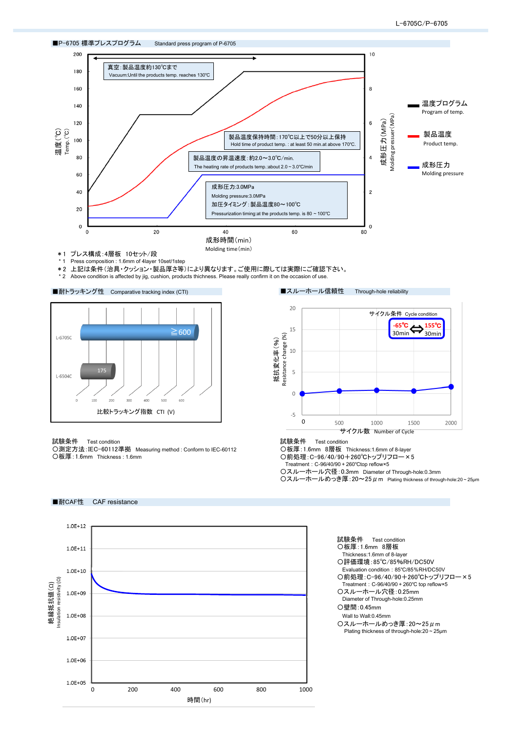## ■P-6705 標準プレスプログラム　Standard press program of P-6705

200
180
160
140
120
100
80
60
40
20
0

温度（℃）
Temp.（℃）

10
8
6
4
2
0

成形圧力（MPa）
Molding pressuer（MPa）

0　20　40　60　80

成形時間（min）
Molding time（min）

真空：製品温度約130℃まで
Vacuum:Until the products temp. reaches 130℃

製品温度保持時間：170℃以上で50分以上保持
Hold time of product temp. : at least 50 min.at above 170℃.

製品温度の昇温速度：約2.0～3.0℃/min.
The heating rate of products temp.:about 2.0～3.0℃/min

成形圧力:3.0MPa
Molding pressure:3.0MPa
加圧タイミング：製品温度80～100℃
Pressurization timing:at the products temp. is 80～100℃

温度プログラム
Program of temp.

製品温度
Product temp.

成形圧力
Molding pressure

＊1　プレス構成：4層板　10セット/段
＊1　Press composition : 1.6mm of 4layer 10set/1step
＊2　上記は条件（治具・クッション・製品厚さ等）により異なります。ご使用に際しては実際にご確認下さい。
＊2　Above condition is affected by jig, cushion, products thichness. Please really confirm it on the occasion of use.

## ■耐トラッキング性　Comparative tracking index (CTI)

L-6705C　≧600
L-6504C　175

0　100　200　300　400　500　600

比較トラッキング指数　CTI（V）

試験条件　Test condition
〇測定方法：IEC-60112準拠　Measuring method : Conform to IEC-60112
〇板厚：1.6mm　Thickness : 1.6mm

## ■スルーホール信頼性　Through-hole reliability

20
15
10
5
0
-5

抵抗変化率（%）
Resistance change (%)

0　500　1000　1500　2000

サイクル数　Number of Cycle

サイクル条件　Cycle condition
-65℃ 30min ⇔ 155℃ 30min

試験条件　Test condition
〇板厚：1.6mm　8層板　Thickness:1.6mm of 8-layer
〇前処理：C-96/40/90＋260℃トップリフロー×5
Treatment : C-96/40/90＋260℃top reflow×5
〇スルーホール穴径：0.3mm　Diameter of Through-hole:0.3mm
〇スルーホールめっき厚：20～25μm　Plating thickness of through-hole:20～25μm

## ■耐CAF性　CAF resistance

1.0E+12
1.0E+11
1.0E+10
1.0E+09
1.0E+08
1.0E+07
1.0E+06
1.0E+05

絶縁抵抗値（Ω）
Insulation resistivity (Ω)

0　200　400　600　800　1000

時間（hr）

試験条件　Test condition
〇板厚：1.6mm　8層板
Thickness:1.6mm of 8-layer
〇評価環境：85℃/85%RH/DC50V
Evaluation condition : 85℃/85%RH/DC50V
〇前処理：C-96/40/90＋260℃トップリフロー×5
Treatment : C-96/40/90＋260℃ top reflow×5
〇スルーホール穴径：0.25mm
Diameter of Through-hole:0.25mm
〇壁間：0.45mm
Wall to Wall:0.45mm
〇スルーホールめっき厚：20～25μm
Plating thickness of through-hole:20～25μm